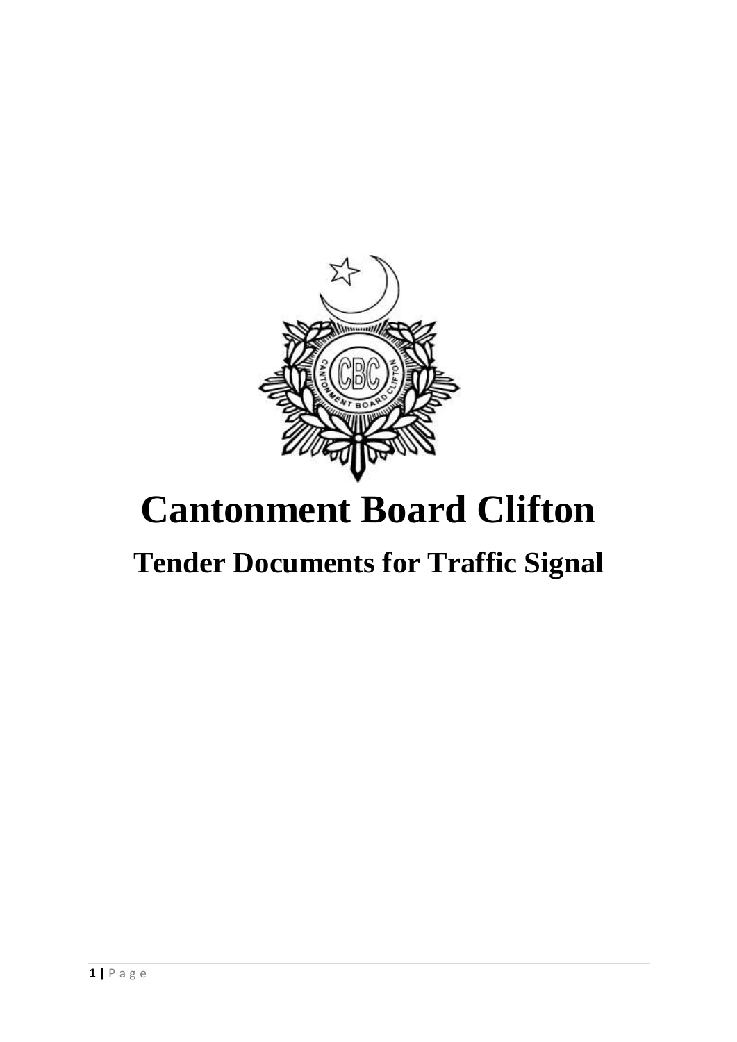# Cantonment Board Clifton

## Tender Documents for Traffic Signal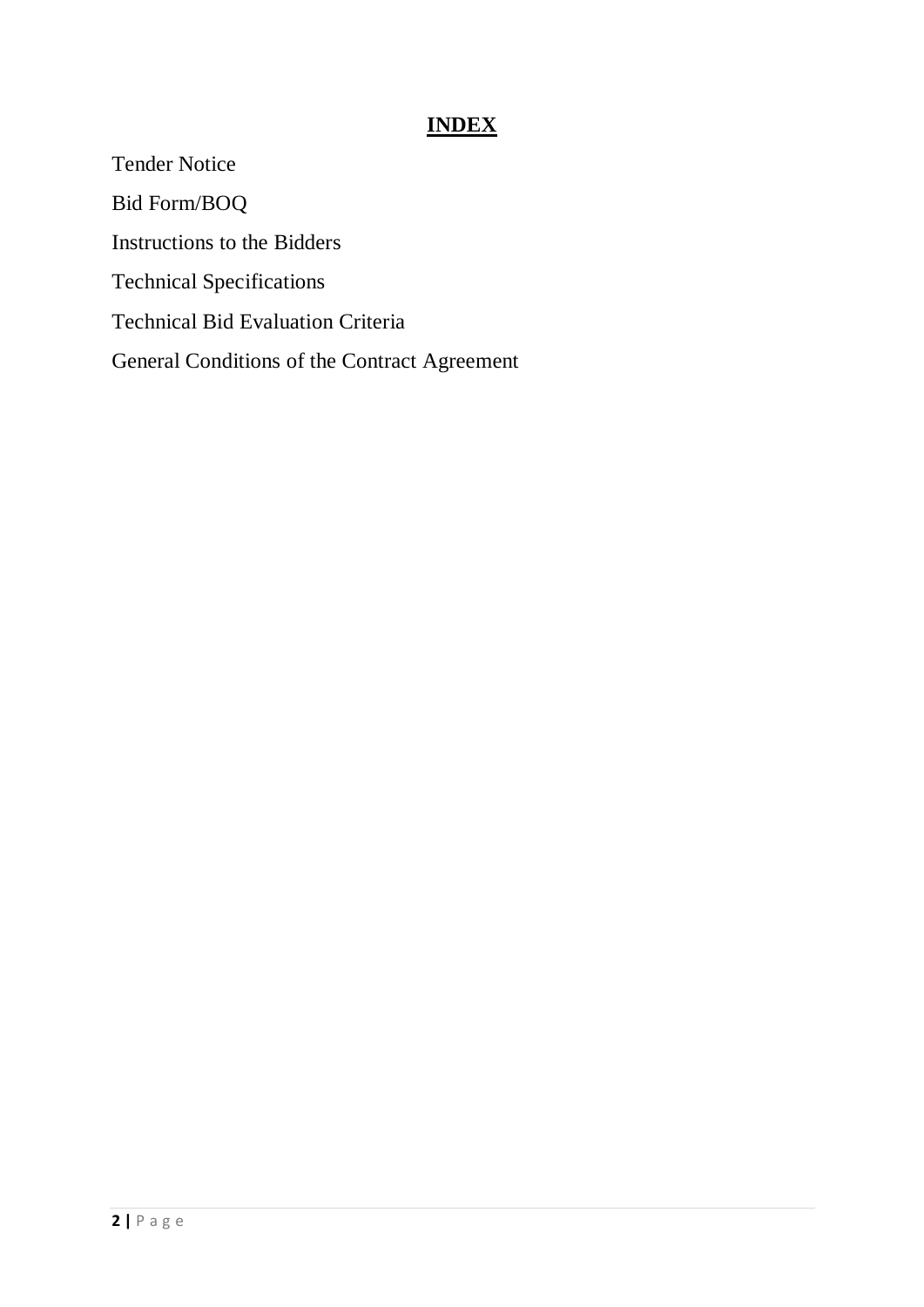# INDEX

Tender Notice

Bid Form/BOQ

Instructions to the Bidders

Technical Specifications

Technical Bid Evaluation Criteria

General Conditions of the Contract Agreement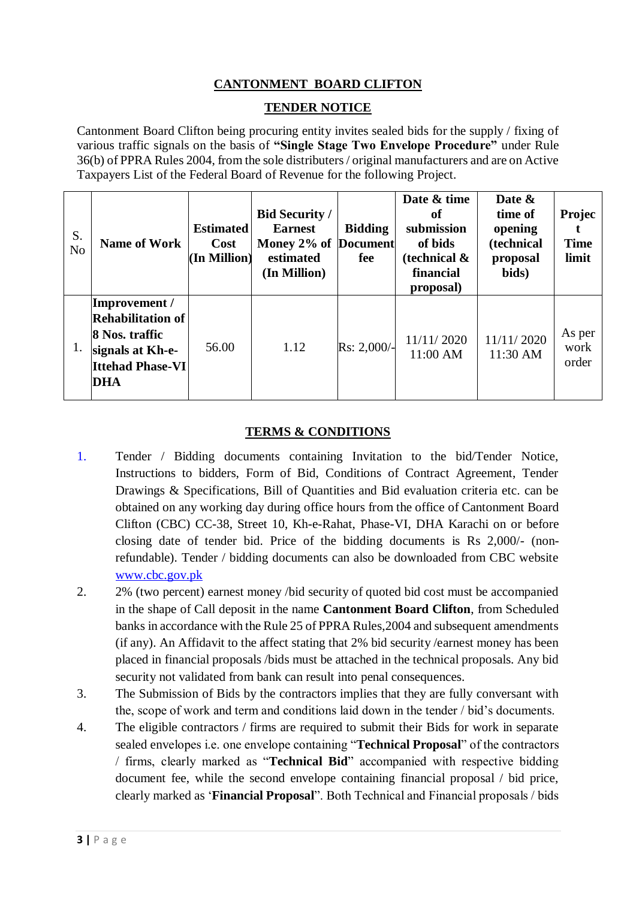# CANTONMENT BOARD CLIFTON

## TENDER NOTICE

Cantonment Board Clifton being procuring entity invites sealed bids for the supply / fixing of various traffic signals on the basis of **"Single Stage Two Envelope Procedure"** under Rule 36(b) of PPRA Rules 2004, from the sole distributers / original manufacturers and are on Active Taxpayers List of the Federal Board of Revenue for the following Project.

| S. No | Name of Work | Estimated Cost (In Million) | Bid Security / Earnest Money 2% of estimated (In Million) | Bidding Document fee | Date & time of submission of bids (technical & financial proposal) | Date & time of opening (technical proposal bids) | Project Time limit |
|---|---|---|---|---|---|---|---|
| 1. | **Improvement / Rehabilitation of 8 Nos. traffic signals at Kh-e-Ittehad Phase-VI DHA** | 56.00 | 1.12 | Rs: 2,000/- | 11/11/ 2020 11:00 AM | 11/11/ 2020 11:30 AM | As per work order |

## TERMS & CONDITIONS

1. Tender / Bidding documents containing Invitation to the bid/Tender Notice, Instructions to bidders, Form of Bid, Conditions of Contract Agreement, Tender Drawings & Specifications, Bill of Quantities and Bid evaluation criteria etc. can be obtained on any working day during office hours from the office of Cantonment Board Clifton (CBC) CC-38, Street 10, Kh-e-Rahat, Phase-VI, DHA Karachi on or before closing date of tender bid. Price of the bidding documents is Rs 2,000/- (non-refundable). Tender / bidding documents can also be downloaded from CBC website [www.cbc.gov.pk](http://www.cbc.gov.pk)
2. 2% (two percent) earnest money /bid security of quoted bid cost must be accompanied in the shape of Call deposit in the name **Cantonment Board Clifton**, from Scheduled banks in accordance with the Rule 25 of PPRA Rules,2004 and subsequent amendments (if any). An Affidavit to the affect stating that 2% bid security /earnest money has been placed in financial proposals /bids must be attached in the technical proposals. Any bid security not validated from bank can result into penal consequences.
3. The Submission of Bids by the contractors implies that they are fully conversant with the, scope of work and term and conditions laid down in the tender / bid's documents.
4. The eligible contractors / firms are required to submit their Bids for work in separate sealed envelopes i.e. one envelope containing "**Technical Proposal**" of the contractors / firms, clearly marked as "**Technical Bid**" accompanied with respective bidding document fee, while the second envelope containing financial proposal / bid price, clearly marked as '**Financial Proposal**". Both Technical and Financial proposals / bids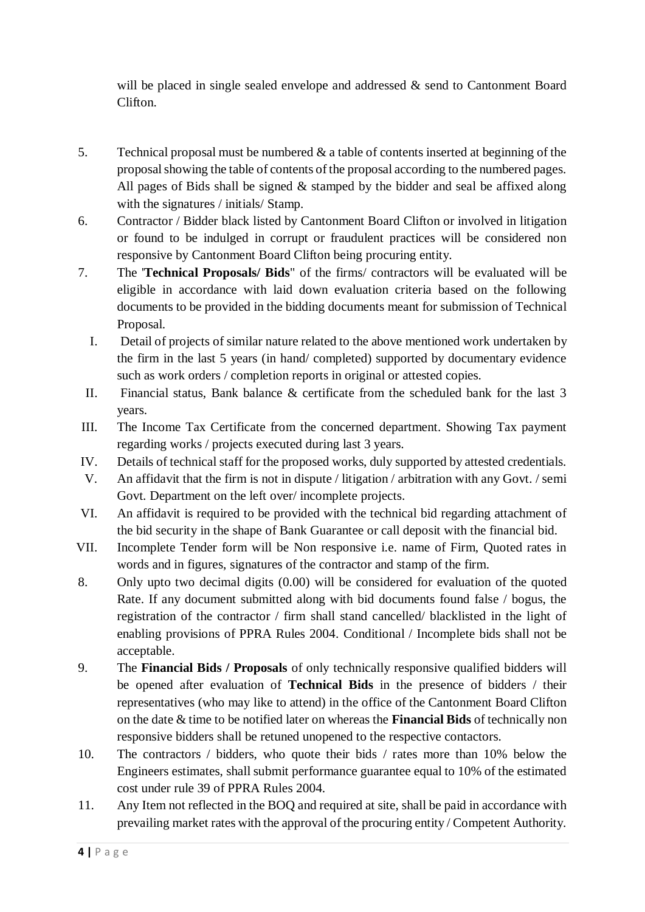will be placed in single sealed envelope and addressed & send to Cantonment Board Clifton.

5. Technical proposal must be numbered & a table of contents inserted at beginning of the proposal showing the table of contents of the proposal according to the numbered pages. All pages of Bids shall be signed & stamped by the bidder and seal be affixed along with the signatures / initials/ Stamp.
6. Contractor / Bidder black listed by Cantonment Board Clifton or involved in litigation or found to be indulged in corrupt or fraudulent practices will be considered non responsive by Cantonment Board Clifton being procuring entity.
7. The "**Technical Proposals/ Bids**" of the firms/ contractors will be evaluated will be eligible in accordance with laid down evaluation criteria based on the following documents to be provided in the bidding documents meant for submission of Technical Proposal.
   I. Detail of projects of similar nature related to the above mentioned work undertaken by the firm in the last 5 years (in hand/ completed) supported by documentary evidence such as work orders / completion reports in original or attested copies.
   II. Financial status, Bank balance & certificate from the scheduled bank for the last 3 years.
   III. The Income Tax Certificate from the concerned department. Showing Tax payment regarding works / projects executed during last 3 years.
   IV. Details of technical staff for the proposed works, duly supported by attested credentials.
   V. An affidavit that the firm is not in dispute / litigation / arbitration with any Govt. / semi Govt. Department on the left over/ incomplete projects.
   VI. An affidavit is required to be provided with the technical bid regarding attachment of the bid security in the shape of Bank Guarantee or call deposit with the financial bid.
   VII. Incomplete Tender form will be Non responsive i.e. name of Firm, Quoted rates in words and in figures, signatures of the contractor and stamp of the firm.
8. Only upto two decimal digits (0.00) will be considered for evaluation of the quoted Rate. If any document submitted along with bid documents found false / bogus, the registration of the contractor / firm shall stand cancelled/ blacklisted in the light of enabling provisions of PPRA Rules 2004. Conditional / Incomplete bids shall not be acceptable.
9. The **Financial Bids / Proposals** of only technically responsive qualified bidders will be opened after evaluation of **Technical Bids** in the presence of bidders / their representatives (who may like to attend) in the office of the Cantonment Board Clifton on the date & time to be notified later on whereas the **Financial Bids** of technically non responsive bidders shall be retuned unopened to the respective contactors.
10. The contractors / bidders, who quote their bids / rates more than 10% below the Engineers estimates, shall submit performance guarantee equal to 10% of the estimated cost under rule 39 of PPRA Rules 2004.
11. Any Item not reflected in the BOQ and required at site, shall be paid in accordance with prevailing market rates with the approval of the procuring entity / Competent Authority.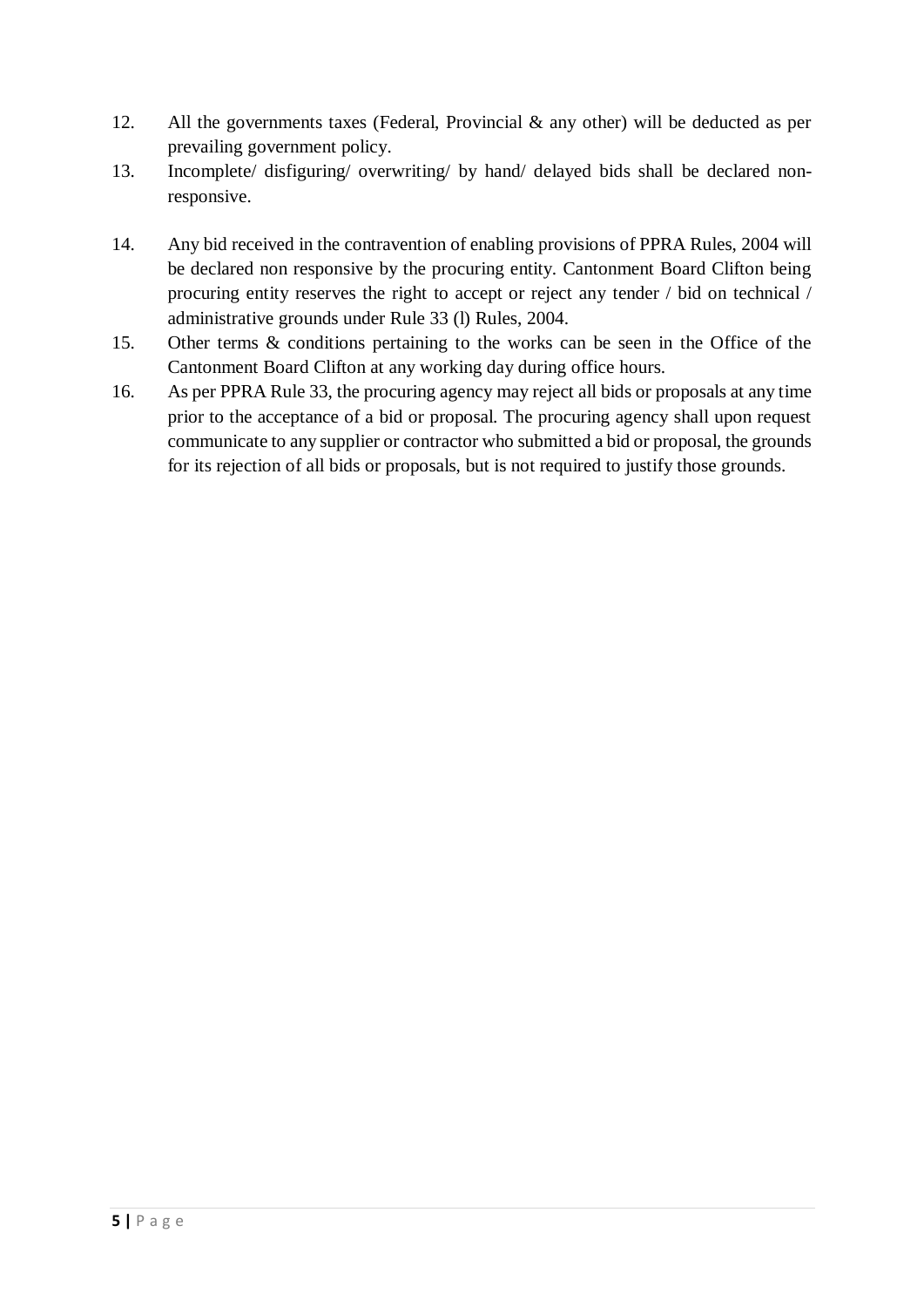12. All the governments taxes (Federal, Provincial & any other) will be deducted as per prevailing government policy.
13. Incomplete/ disfiguring/ overwriting/ by hand/ delayed bids shall be declared non-responsive.
14. Any bid received in the contravention of enabling provisions of PPRA Rules, 2004 will be declared non responsive by the procuring entity. Cantonment Board Clifton being procuring entity reserves the right to accept or reject any tender / bid on technical / administrative grounds under Rule 33 (l) Rules, 2004.
15. Other terms & conditions pertaining to the works can be seen in the Office of the Cantonment Board Clifton at any working day during office hours.
16. As per PPRA Rule 33, the procuring agency may reject all bids or proposals at any time prior to the acceptance of a bid or proposal. The procuring agency shall upon request communicate to any supplier or contractor who submitted a bid or proposal, the grounds for its rejection of all bids or proposals, but is not required to justify those grounds.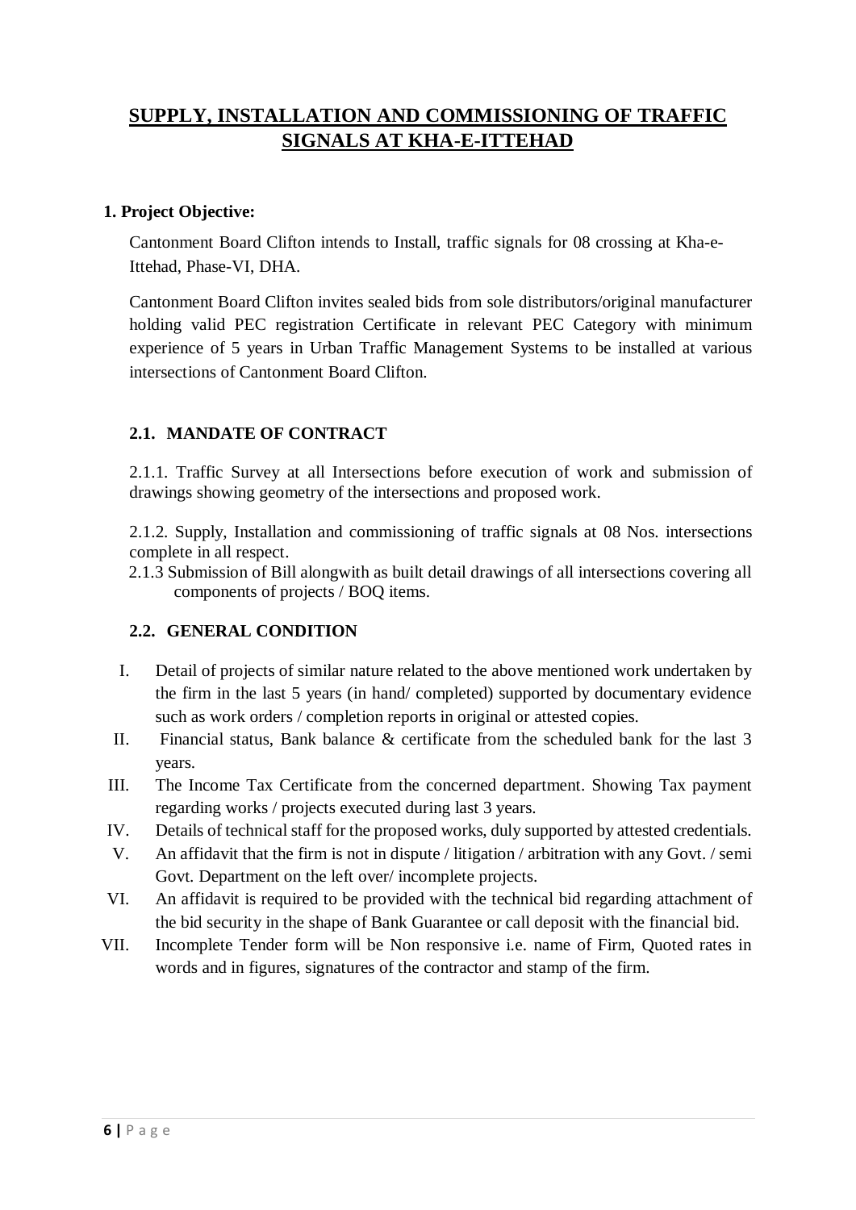# SUPPLY, INSTALLATION AND COMMISSIONING OF TRAFFIC SIGNALS AT KHA-E-ITTEHAD

## 1. Project Objective:

Cantonment Board Clifton intends to Install, traffic signals for 08 crossing at Kha-e-Ittehad, Phase-VI, DHA.

Cantonment Board Clifton invites sealed bids from sole distributors/original manufacturer holding valid PEC registration Certificate in relevant PEC Category with minimum experience of 5 years in Urban Traffic Management Systems to be installed at various intersections of Cantonment Board Clifton.

### 2.1. MANDATE OF CONTRACT

2.1.1. Traffic Survey at all Intersections before execution of work and submission of drawings showing geometry of the intersections and proposed work.

2.1.2. Supply, Installation and commissioning of traffic signals at 08 Nos. intersections complete in all respect.

2.1.3 Submission of Bill alongwith as built detail drawings of all intersections covering all components of projects / BOQ items.

### 2.2. GENERAL CONDITION

I. Detail of projects of similar nature related to the above mentioned work undertaken by the firm in the last 5 years (in hand/ completed) supported by documentary evidence such as work orders / completion reports in original or attested copies.

II. Financial status, Bank balance & certificate from the scheduled bank for the last 3 years.

III. The Income Tax Certificate from the concerned department. Showing Tax payment regarding works / projects executed during last 3 years.

IV. Details of technical staff for the proposed works, duly supported by attested credentials.

V. An affidavit that the firm is not in dispute / litigation / arbitration with any Govt. / semi Govt. Department on the left over/ incomplete projects.

VI. An affidavit is required to be provided with the technical bid regarding attachment of the bid security in the shape of Bank Guarantee or call deposit with the financial bid.

VII. Incomplete Tender form will be Non responsive i.e. name of Firm, Quoted rates in words and in figures, signatures of the contractor and stamp of the firm.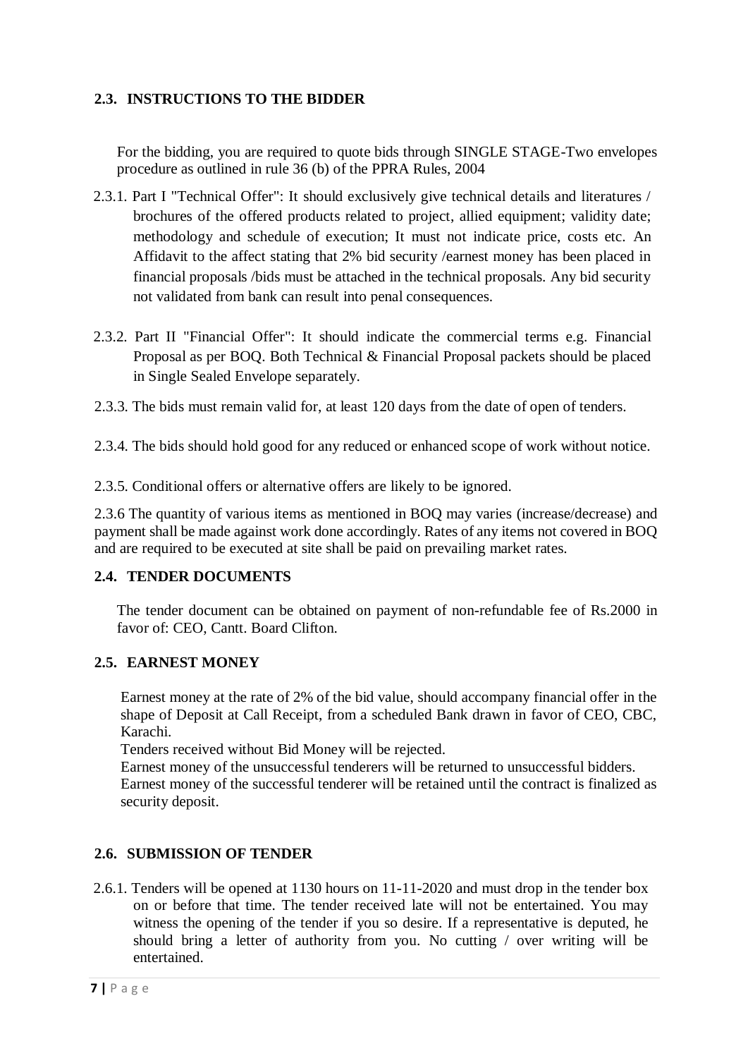## 2.3. INSTRUCTIONS TO THE BIDDER

For the bidding, you are required to quote bids through SINGLE STAGE-Two envelopes procedure as outlined in rule 36 (b) of the PPRA Rules, 2004

2.3.1. Part I "Technical Offer": It should exclusively give technical details and literatures / brochures of the offered products related to project, allied equipment; validity date; methodology and schedule of execution; It must not indicate price, costs etc. An Affidavit to the affect stating that 2% bid security /earnest money has been placed in financial proposals /bids must be attached in the technical proposals. Any bid security not validated from bank can result into penal consequences.

2.3.2. Part II "Financial Offer": It should indicate the commercial terms e.g. Financial Proposal as per BOQ. Both Technical & Financial Proposal packets should be placed in Single Sealed Envelope separately.

2.3.3. The bids must remain valid for, at least 120 days from the date of open of tenders.

2.3.4. The bids should hold good for any reduced or enhanced scope of work without notice.

2.3.5. Conditional offers or alternative offers are likely to be ignored.

2.3.6 The quantity of various items as mentioned in BOQ may varies (increase/decrease) and payment shall be made against work done accordingly. Rates of any items not covered in BOQ and are required to be executed at site shall be paid on prevailing market rates.

## 2.4. TENDER DOCUMENTS

The tender document can be obtained on payment of non-refundable fee of Rs.2000 in favor of: CEO, Cantt. Board Clifton.

## 2.5. EARNEST MONEY

Earnest money at the rate of 2% of the bid value, should accompany financial offer in the shape of Deposit at Call Receipt, from a scheduled Bank drawn in favor of CEO, CBC, Karachi.

Tenders received without Bid Money will be rejected.

Earnest money of the unsuccessful tenderers will be returned to unsuccessful bidders.

Earnest money of the successful tenderer will be retained until the contract is finalized as security deposit.

## 2.6. SUBMISSION OF TENDER

2.6.1. Tenders will be opened at 1130 hours on 11-11-2020 and must drop in the tender box on or before that time. The tender received late will not be entertained. You may witness the opening of the tender if you so desire. If a representative is deputed, he should bring a letter of authority from you. No cutting / over writing will be entertained.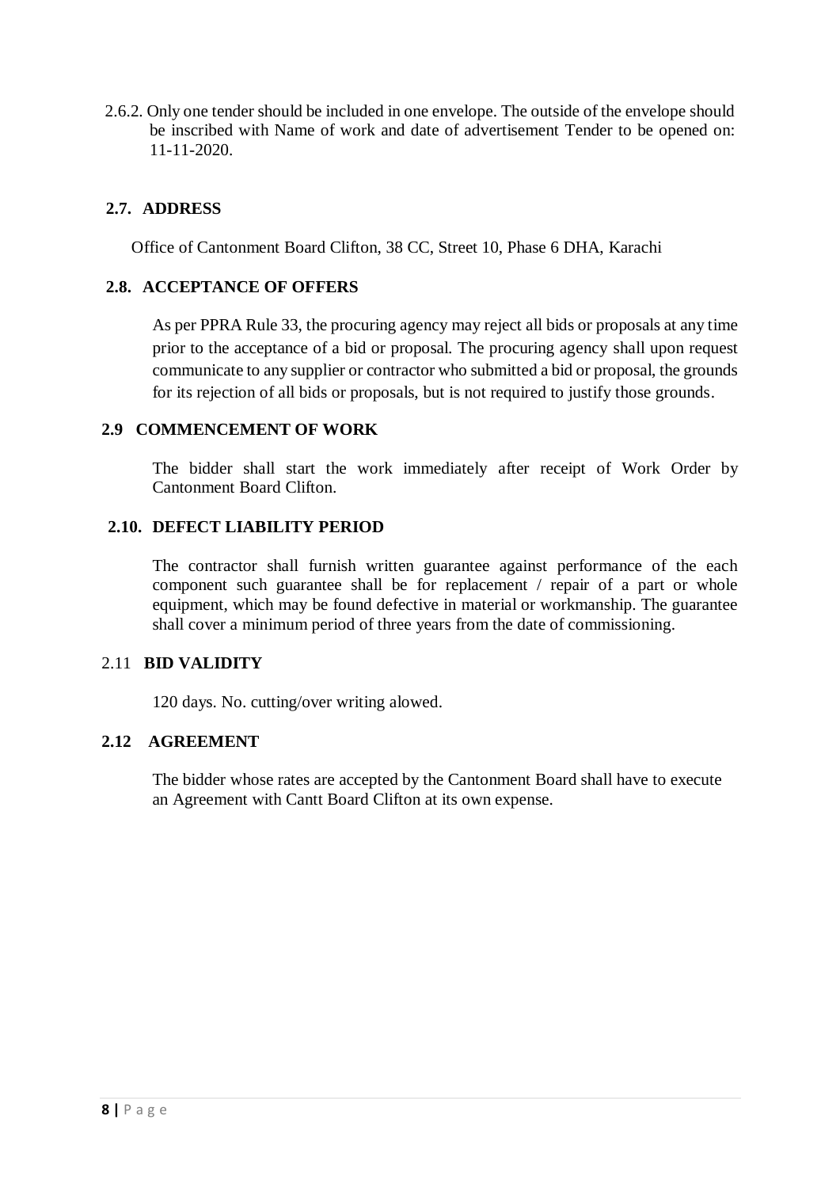2.6.2. Only one tender should be included in one envelope. The outside of the envelope should be inscribed with Name of work and date of advertisement Tender to be opened on: 11-11-2020.

## 2.7. ADDRESS

Office of Cantonment Board Clifton, 38 CC, Street 10, Phase 6 DHA, Karachi

## 2.8. ACCEPTANCE OF OFFERS

As per PPRA Rule 33, the procuring agency may reject all bids or proposals at any time prior to the acceptance of a bid or proposal. The procuring agency shall upon request communicate to any supplier or contractor who submitted a bid or proposal, the grounds for its rejection of all bids or proposals, but is not required to justify those grounds.

## 2.9 COMMENCEMENT OF WORK

The bidder shall start the work immediately after receipt of Work Order by Cantonment Board Clifton.

## 2.10. DEFECT LIABILITY PERIOD

The contractor shall furnish written guarantee against performance of the each component such guarantee shall be for replacement / repair of a part or whole equipment, which may be found defective in material or workmanship. The guarantee shall cover a minimum period of three years from the date of commissioning.

## 2.11 BID VALIDITY

120 days. No. cutting/over writing alowed.

## 2.12 AGREEMENT

The bidder whose rates are accepted by the Cantonment Board shall have to execute an Agreement with Cantt Board Clifton at its own expense.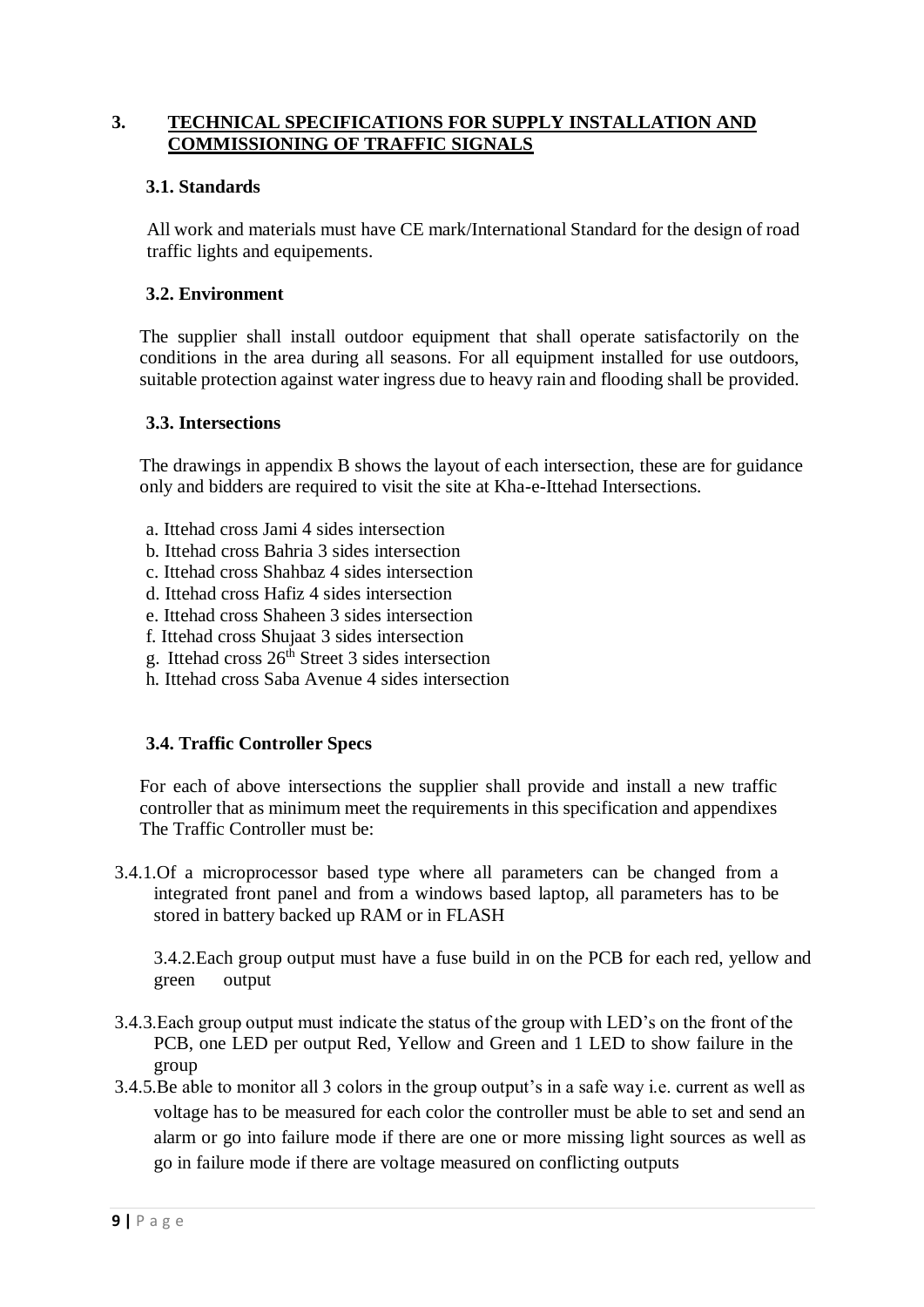## 3. TECHNICAL SPECIFICATIONS FOR SUPPLY INSTALLATION AND COMMISSIONING OF TRAFFIC SIGNALS

### 3.1. Standards

All work and materials must have CE mark/International Standard for the design of road traffic lights and equipements.

### 3.2. Environment

The supplier shall install outdoor equipment that shall operate satisfactorily on the conditions in the area during all seasons. For all equipment installed for use outdoors, suitable protection against water ingress due to heavy rain and flooding shall be provided.

### 3.3. Intersections

The drawings in appendix B shows the layout of each intersection, these are for guidance only and bidders are required to visit the site at Kha-e-Ittehad Intersections.

a. Ittehad cross Jami 4 sides intersection
b. Ittehad cross Bahria 3 sides intersection
c. Ittehad cross Shahbaz 4 sides intersection
d. Ittehad cross Hafiz 4 sides intersection
e. Ittehad cross Shaheen 3 sides intersection
f. Ittehad cross Shujaat 3 sides intersection
g. Ittehad cross 26th Street 3 sides intersection
h. Ittehad cross Saba Avenue 4 sides intersection

### 3.4. Traffic Controller Specs

For each of above intersections the supplier shall provide and install a new traffic controller that as minimum meet the requirements in this specification and appendixes The Traffic Controller must be:

3.4.1. Of a microprocessor based type where all parameters can be changed from a integrated front panel and from a windows based laptop, all parameters has to be stored in battery backed up RAM or in FLASH

3.4.2. Each group output must have a fuse build in on the PCB for each red, yellow and green output

3.4.3. Each group output must indicate the status of the group with LED's on the front of the PCB, one LED per output Red, Yellow and Green and 1 LED to show failure in the group

3.4.5. Be able to monitor all 3 colors in the group output's in a safe way i.e. current as well as voltage has to be measured for each color the controller must be able to set and send an alarm or go into failure mode if there are one or more missing light sources as well as go in failure mode if there are voltage measured on conflicting outputs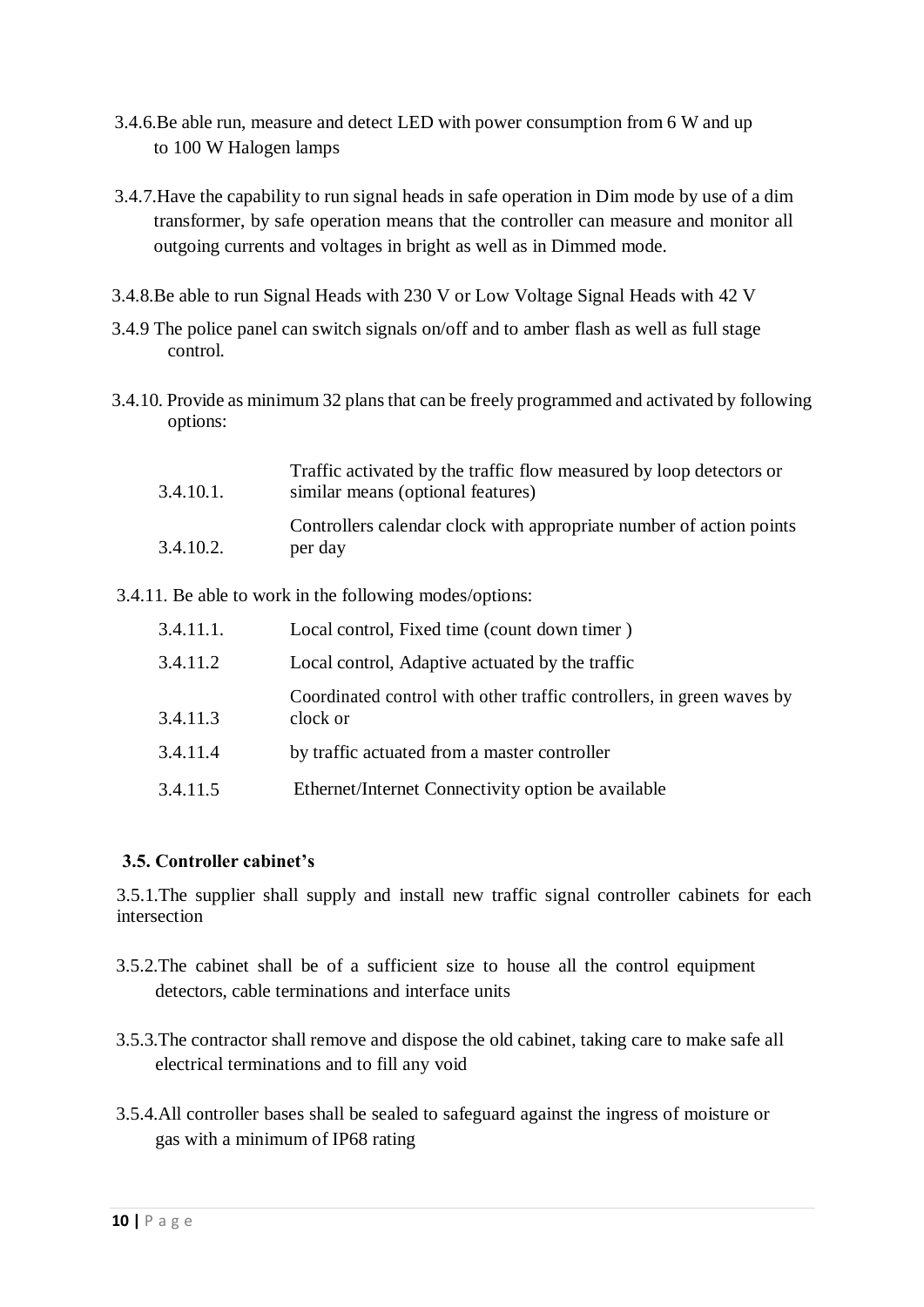3.4.6.Be able run, measure and detect LED with power consumption from 6 W and up to 100 W Halogen lamps

3.4.7.Have the capability to run signal heads in safe operation in Dim mode by use of a dim transformer, by safe operation means that the controller can measure and monitor all outgoing currents and voltages in bright as well as in Dimmed mode.

3.4.8.Be able to run Signal Heads with 230 V or Low Voltage Signal Heads with 42 V

3.4.9 The police panel can switch signals on/off and to amber flash as well as full stage control.

3.4.10. Provide as minimum 32 plans that can be freely programmed and activated by following options:

| | |
|---|---|
| 3.4.10.1. | Traffic activated by the traffic flow measured by loop detectors or similar means (optional features) |
| 3.4.10.2. | Controllers calendar clock with appropriate number of action points per day |

3.4.11. Be able to work in the following modes/options:

| | |
|---|---|
| 3.4.11.1. | Local control, Fixed time (count down timer ) |
| 3.4.11.2 | Local control, Adaptive actuated by the traffic |
| 3.4.11.3 | Coordinated control with other traffic controllers, in green waves by clock or |
| 3.4.11.4 | by traffic actuated from a master controller |
| 3.4.11.5 | Ethernet/Internet Connectivity option be available |

### 3.5. Controller cabinet's

3.5.1.The supplier shall supply and install new traffic signal controller cabinets for each intersection

3.5.2.The cabinet shall be of a sufficient size to house all the control equipment detectors, cable terminations and interface units

3.5.3.The contractor shall remove and dispose the old cabinet, taking care to make safe all electrical terminations and to fill any void

3.5.4.All controller bases shall be sealed to safeguard against the ingress of moisture or gas with a minimum of IP68 rating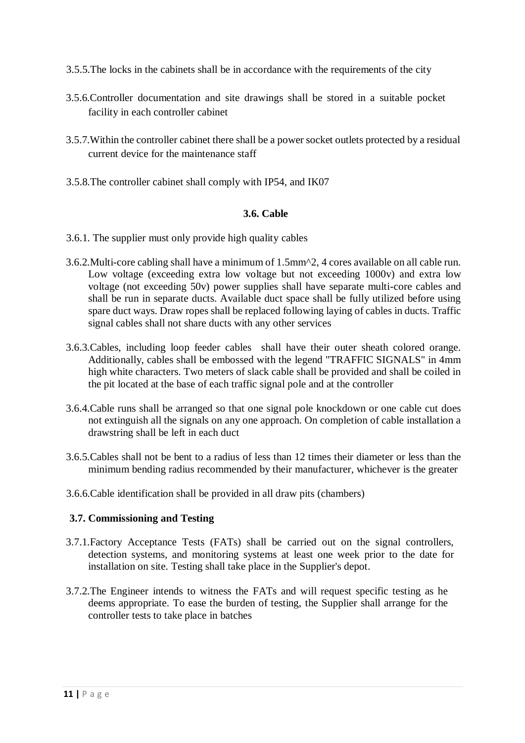3.5.5.The locks in the cabinets shall be in accordance with the requirements of the city

3.5.6.Controller documentation and site drawings shall be stored in a suitable pocket facility in each controller cabinet

3.5.7.Within the controller cabinet there shall be a power socket outlets protected by a residual current device for the maintenance staff

3.5.8.The controller cabinet shall comply with IP54, and IK07

### 3.6. Cable

3.6.1. The supplier must only provide high quality cables

3.6.2.Multi-core cabling shall have a minimum of 1.5mm^2, 4 cores available on all cable run. Low voltage (exceeding extra low voltage but not exceeding 1000v) and extra low voltage (not exceeding 50v) power supplies shall have separate multi-core cables and shall be run in separate ducts. Available duct space shall be fully utilized before using spare duct ways. Draw ropes shall be replaced following laying of cables in ducts. Traffic signal cables shall not share ducts with any other services

3.6.3.Cables, including loop feeder cables shall have their outer sheath colored orange. Additionally, cables shall be embossed with the legend "TRAFFIC SIGNALS" in 4mm high white characters. Two meters of slack cable shall be provided and shall be coiled in the pit located at the base of each traffic signal pole and at the controller

3.6.4.Cable runs shall be arranged so that one signal pole knockdown or one cable cut does not extinguish all the signals on any one approach. On completion of cable installation a drawstring shall be left in each duct

3.6.5.Cables shall not be bent to a radius of less than 12 times their diameter or less than the minimum bending radius recommended by their manufacturer, whichever is the greater

3.6.6.Cable identification shall be provided in all draw pits (chambers)

### 3.7. Commissioning and Testing

3.7.1.Factory Acceptance Tests (FATs) shall be carried out on the signal controllers, detection systems, and monitoring systems at least one week prior to the date for installation on site. Testing shall take place in the Supplier's depot.

3.7.2.The Engineer intends to witness the FATs and will request specific testing as he deems appropriate. To ease the burden of testing, the Supplier shall arrange for the controller tests to take place in batches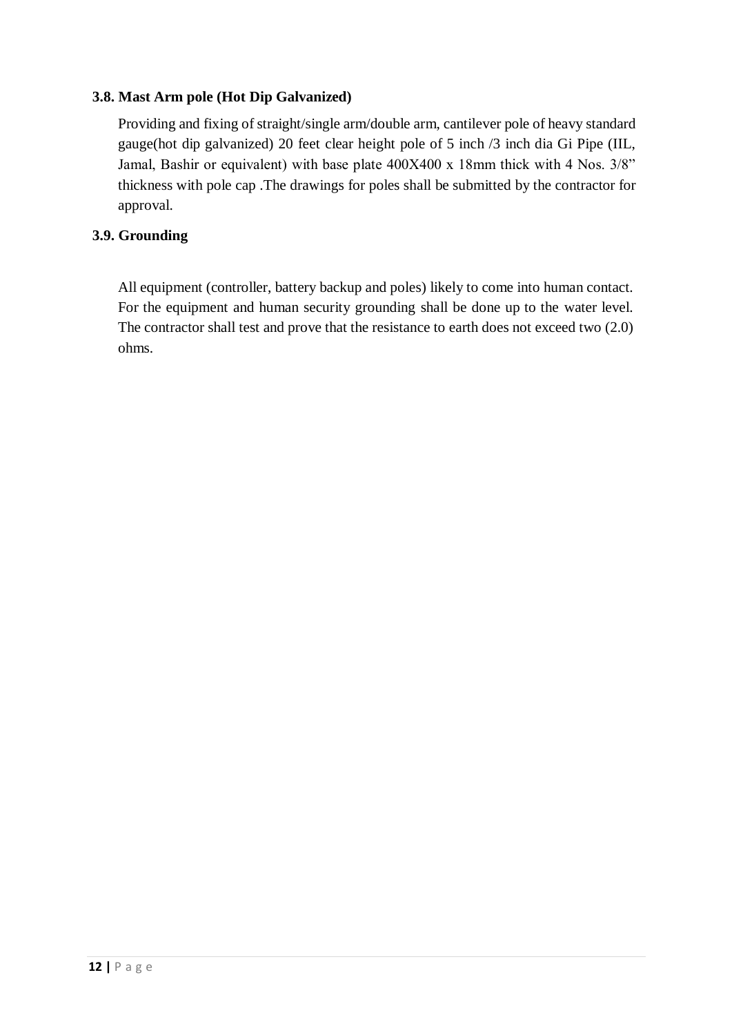### 3.8. Mast Arm pole (Hot Dip Galvanized)

Providing and fixing of straight/single arm/double arm, cantilever pole of heavy standard gauge(hot dip galvanized) 20 feet clear height pole of 5 inch /3 inch dia Gi Pipe (IIL, Jamal, Bashir or equivalent) with base plate 400X400 x 18mm thick with 4 Nos. 3/8" thickness with pole cap .The drawings for poles shall be submitted by the contractor for approval.

### 3.9. Grounding

All equipment (controller, battery backup and poles) likely to come into human contact. For the equipment and human security grounding shall be done up to the water level. The contractor shall test and prove that the resistance to earth does not exceed two (2.0) ohms.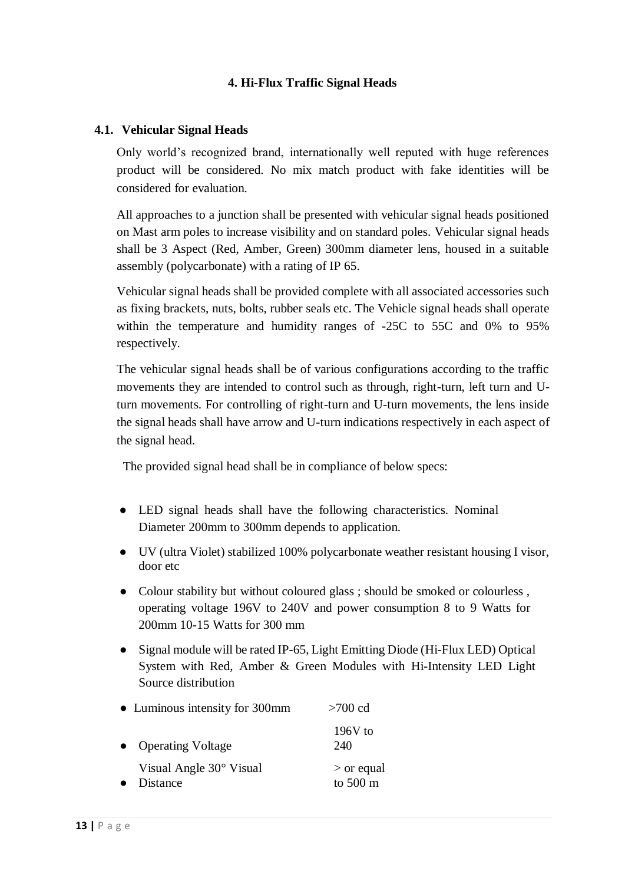# 4. Hi-Flux Traffic Signal Heads

## 4.1. Vehicular Signal Heads

Only world's recognized brand, internationally well reputed with huge references product will be considered. No mix match product with fake identities will be considered for evaluation.

All approaches to a junction shall be presented with vehicular signal heads positioned on Mast arm poles to increase visibility and on standard poles. Vehicular signal heads shall be 3 Aspect (Red, Amber, Green) 300mm diameter lens, housed in a suitable assembly (polycarbonate) with a rating of IP 65.

Vehicular signal heads shall be provided complete with all associated accessories such as fixing brackets, nuts, bolts, rubber seals etc. The Vehicle signal heads shall operate within the temperature and humidity ranges of -25C to 55C and 0% to 95% respectively.

The vehicular signal heads shall be of various configurations according to the traffic movements they are intended to control such as through, right-turn, left turn and U-turn movements. For controlling of right-turn and U-turn movements, the lens inside the signal heads shall have arrow and U-turn indications respectively in each aspect of the signal head.

The provided signal head shall be in compliance of below specs:

- LED signal heads shall have the following characteristics. Nominal Diameter 200mm to 300mm depends to application.
- UV (ultra Violet) stabilized 100% polycarbonate weather resistant housing I visor, door etc
- Colour stability but without coloured glass ; should be smoked or colourless , operating voltage 196V to 240V and power consumption 8 to 9 Watts for 200mm 10-15 Watts for 300 mm
- Signal module will be rated IP-65, Light Emitting Diode (Hi-Flux LED) Optical System with Red, Amber & Green Modules with Hi-Intensity LED Light Source distribution
- Luminous intensity for 300mm — >700 cd
- Operating Voltage — 196V to 240
- Visual Angle 30° Visual Distance — > or equal to 500 m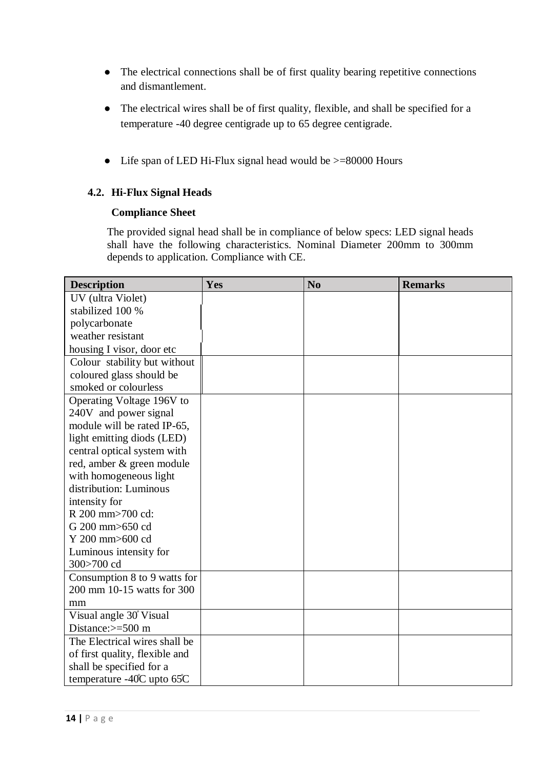- The electrical connections shall be of first quality bearing repetitive connections and dismantlement.
- The electrical wires shall be of first quality, flexible, and shall be specified for a temperature -40 degree centigrade up to 65 degree centigrade.
- Life span of LED Hi-Flux signal head would be >=80000 Hours

### 4.2. Hi-Flux Signal Heads

**Compliance Sheet**

The provided signal head shall be in compliance of below specs: LED signal heads shall have the following characteristics. Nominal Diameter 200mm to 300mm depends to application. Compliance with CE.

| Description | Yes | No | Remarks |
|---|---|---|---|
| UV (ultra Violet) stabilized 100 % polycarbonate weather resistant housing I visor, door etc | | | |
| Colour stability but without coloured glass should be smoked or colourless | | | |
| Operating Voltage 196V to 240V and power signal module will be rated IP-65, light emitting diods (LED) central optical system with red, amber & green module with homogeneous light distribution: Luminous intensity for R 200 mm>700 cd: G 200 mm>650 cd Y 200 mm>600 cd Luminous intensity for 300>700 cd | | | |
| Consumption 8 to 9 watts for 200 mm 10-15 watts for 300 mm | | | |
| Visual angle 30° Visual Distance:>=500 m | | | |
| The Electrical wires shall be of first quality, flexible and shall be specified for a temperature -40̊C upto 65̊C | | | |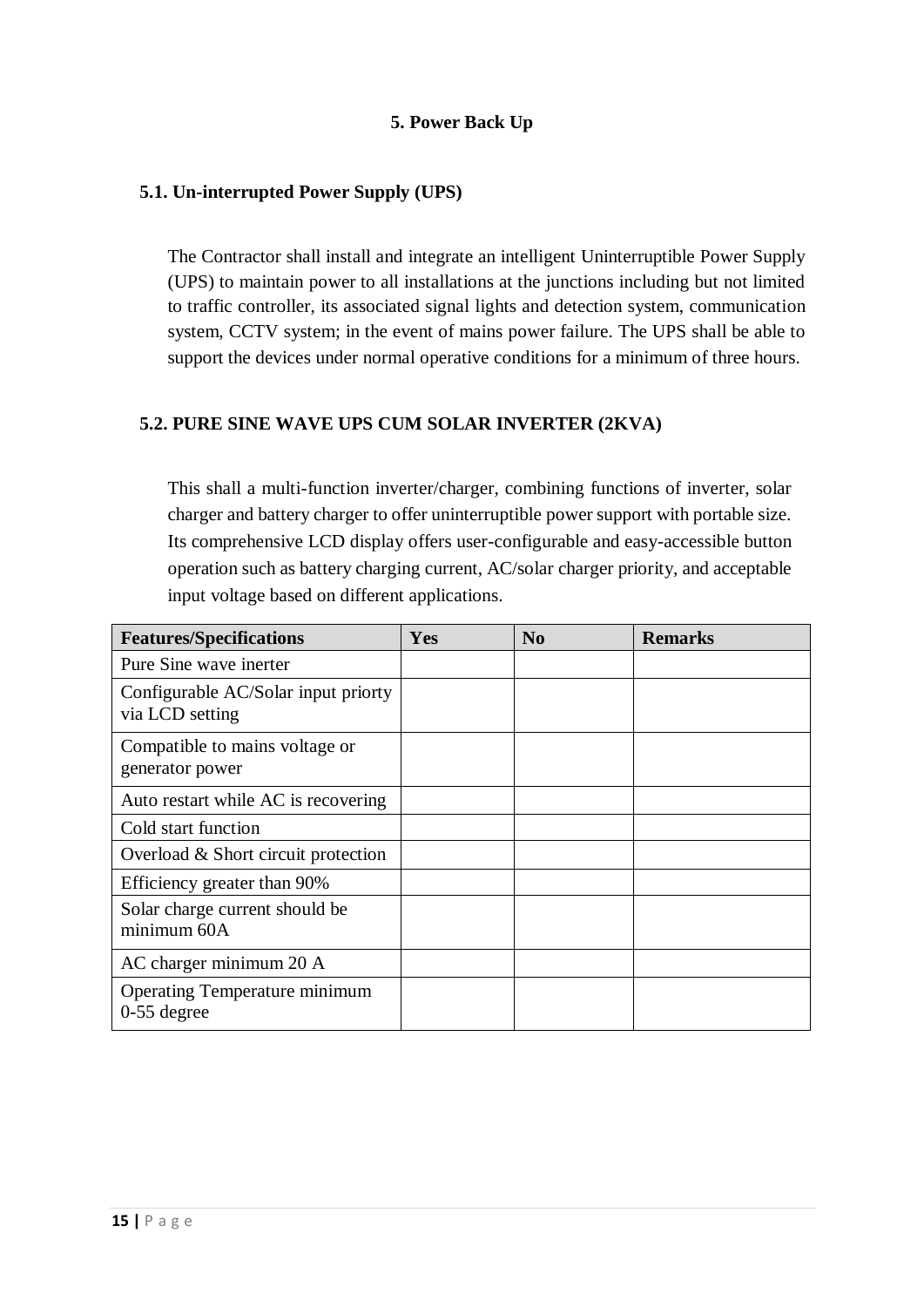## 5. Power Back Up

### 5.1. Un-interrupted Power Supply (UPS)

The Contractor shall install and integrate an intelligent Uninterruptible Power Supply (UPS) to maintain power to all installations at the junctions including but not limited to traffic controller, its associated signal lights and detection system, communication system, CCTV system; in the event of mains power failure. The UPS shall be able to support the devices under normal operative conditions for a minimum of three hours.

### 5.2. PURE SINE WAVE UPS CUM SOLAR INVERTER (2KVA)

This shall a multi-function inverter/charger, combining functions of inverter, solar charger and battery charger to offer uninterruptible power support with portable size. Its comprehensive LCD display offers user-configurable and easy-accessible button operation such as battery charging current, AC/solar charger priority, and acceptable input voltage based on different applications.

| Features/Specifications | Yes | No | Remarks |
|---|---|---|---|
| Pure Sine wave inerter | | | |
| Configurable AC/Solar input priorty via LCD setting | | | |
| Compatible to mains voltage or generator power | | | |
| Auto restart while AC is recovering | | | |
| Cold start function | | | |
| Overload & Short circuit protection | | | |
| Efficiency greater than 90% | | | |
| Solar charge current should be minimum 60A | | | |
| AC charger minimum 20 A | | | |
| Operating Temperature minimum 0-55 degree | | | |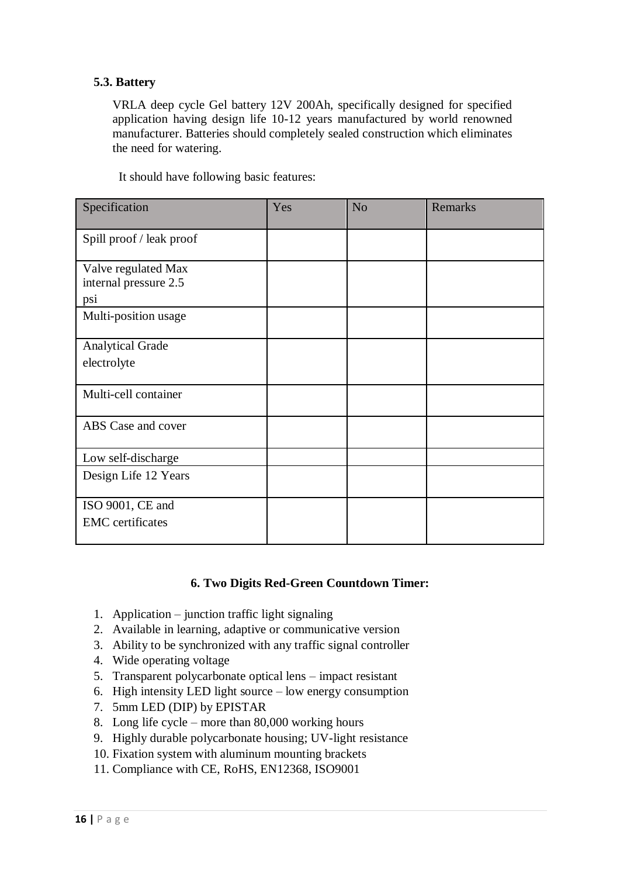### 5.3. Battery

VRLA deep cycle Gel battery 12V 200Ah, specifically designed for specified application having design life 10-12 years manufactured by world renowned manufacturer. Batteries should completely sealed construction which eliminates the need for watering.

It should have following basic features:

| Specification | Yes | No | Remarks |
|---|---|---|---|
| Spill proof / leak proof | | | |
| Valve regulated Max internal pressure 2.5 psi | | | |
| Multi-position usage | | | |
| Analytical Grade electrolyte | | | |
| Multi-cell container | | | |
| ABS Case and cover | | | |
| Low self-discharge | | | |
| Design Life 12 Years | | | |
| ISO 9001, CE and EMC certificates | | | |

### 6. Two Digits Red-Green Countdown Timer:

1. Application – junction traffic light signaling
2. Available in learning, adaptive or communicative version
3. Ability to be synchronized with any traffic signal controller
4. Wide operating voltage
5. Transparent polycarbonate optical lens – impact resistant
6. High intensity LED light source – low energy consumption
7. 5mm LED (DIP) by EPISTAR
8. Long life cycle – more than 80,000 working hours
9. Highly durable polycarbonate housing; UV-light resistance
10. Fixation system with aluminum mounting brackets
11. Compliance with CE, RoHS, EN12368, ISO9001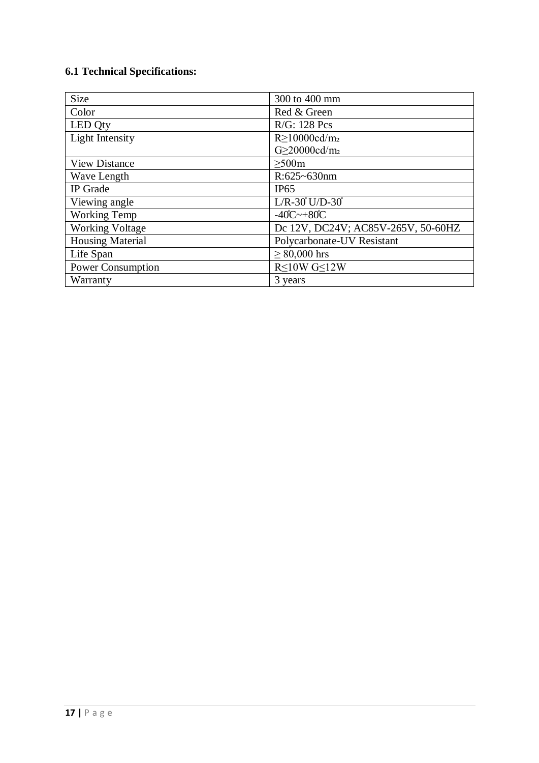### 6.1 Technical Specifications:

| Size | 300 to 400 mm |
|---|---|
| Color | Red & Green |
| LED Qty | R/G: 128 Pcs |
| Light Intensity | R≥10000cd/$m_2$<br>G≥20000cd/$m_2$ |
| View Distance | ≥500m |
| Wave Length | R:625~630nm |
| IP Grade | IP65 |
| Viewing angle | L/R-30° U/D-30° |
| Working Temp | -40℃~+80℃ |
| Working Voltage | Dc 12V, DC24V; AC85V-265V, 50-60HZ |
| Housing Material | Polycarbonate-UV Resistant |
| Life Span | ≥ 80,000 hrs |
| Power Consumption | R≤10W G≤12W |
| Warranty | 3 years |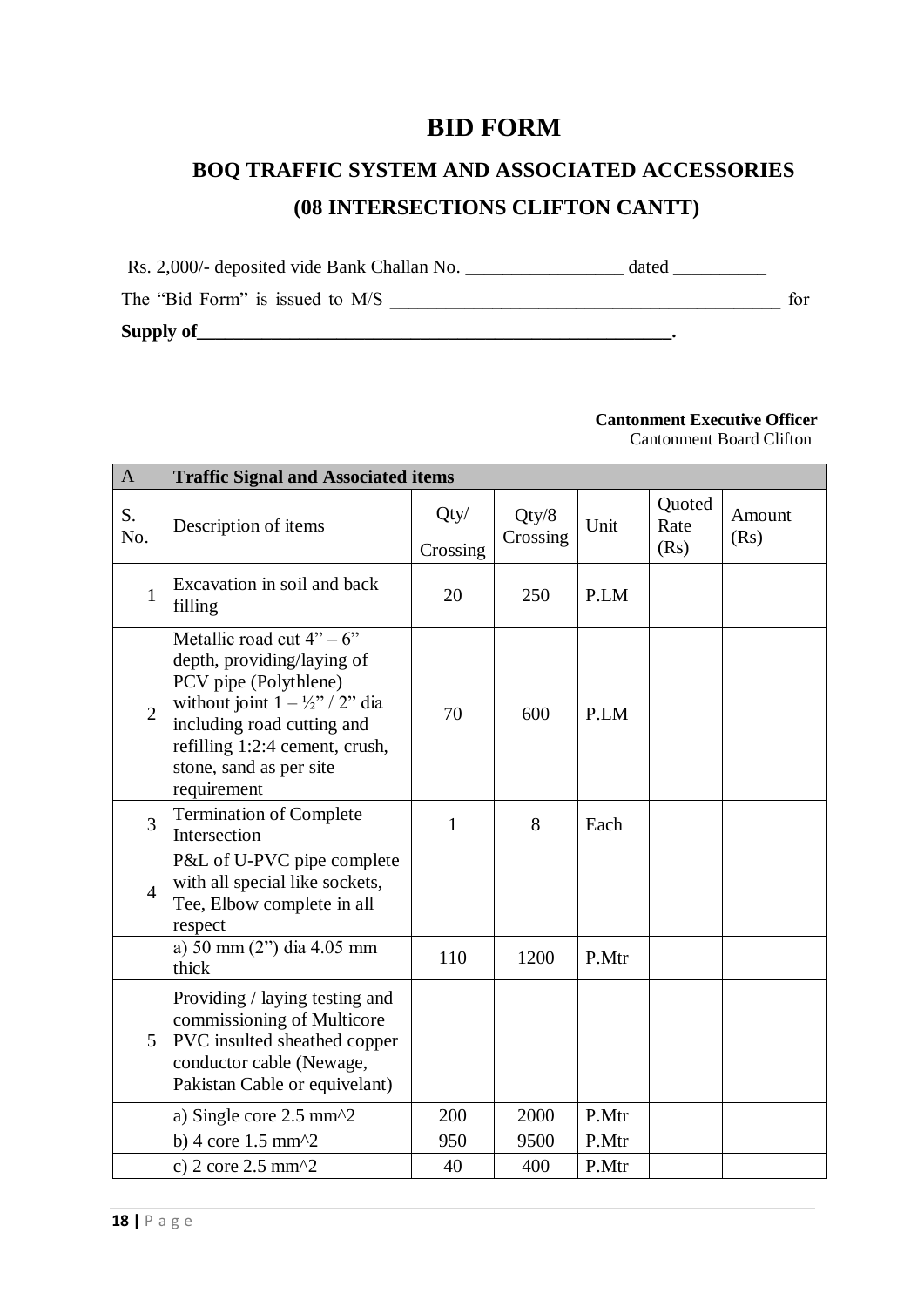# BID FORM

## BOQ TRAFFIC SYSTEM AND ASSOCIATED ACCESSORIES (08 INTERSECTIONS CLIFTON CANTT)

Rs. 2,000/- deposited vide Bank Challan No. ________________ dated __________

The "Bid Form" is issued to M/S __________________________________________ for

**Supply of__________________________________________________.**

**Cantonment Executive Officer**
Cantonment Board Clifton

| A | Traffic Signal and Associated items | | | | | |
|---|---|---|---|---|---|---|
| S. No. | Description of items | Qty/ Crossing | Qty/8 Crossing | Unit | Quoted Rate (Rs) | Amount (Rs) |
| 1 | Excavation in soil and back filling | 20 | 250 | P.LM | | |
| 2 | Metallic road cut 4" – 6" depth, providing/laying of PCV pipe (Polythlene) without joint 1 – ½" / 2" dia including road cutting and refilling 1:2:4 cement, crush, stone, sand as per site requirement | 70 | 600 | P.LM | | |
| 3 | Termination of Complete Intersection | 1 | 8 | Each | | |
| 4 | P&L of U-PVC pipe complete with all special like sockets, Tee, Elbow complete in all respect | | | | | |
| | a) 50 mm (2") dia 4.05 mm thick | 110 | 1200 | P.Mtr | | |
| 5 | Providing / laying testing and commissioning of Multicore PVC insulted sheathed copper conductor cable (Newage, Pakistan Cable or equivelant) | | | | | |
| | a) Single core 2.5 mm^2 | 200 | 2000 | P.Mtr | | |
| | b) 4 core 1.5 mm^2 | 950 | 9500 | P.Mtr | | |
| | c) 2 core 2.5 mm^2 | 40 | 400 | P.Mtr | | |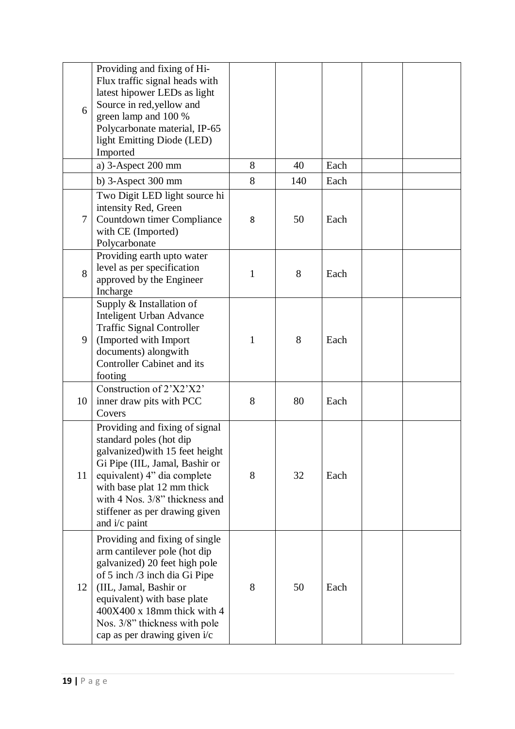| | | | | | | |
|---|---|---|---|---|---|---|
| 6 | Providing and fixing of Hi-Flux traffic signal heads with latest hipower LEDs as light Source in red,yellow and green lamp and 100 % Polycarbonate material, IP-65 light Emitting Diode (LED) Imported | | | | | |
| | a) 3-Aspect 200 mm | 8 | 40 | Each | | |
| | b) 3-Aspect 300 mm | 8 | 140 | Each | | |
| 7 | Two Digit LED light source hi intensity Red, Green Countdown timer Compliance with CE (Imported) Polycarbonate | 8 | 50 | Each | | |
| 8 | Providing earth upto water level as per specification approved by the Engineer Incharge | 1 | 8 | Each | | |
| 9 | Supply & Installation of Inteligent Urban Advance Traffic Signal Controller (Imported with Import documents) alongwith Controller Cabinet and its footing | 1 | 8 | Each | | |
| 10 | Construction of 2'X2'X2' inner draw pits with PCC Covers | 8 | 80 | Each | | |
| 11 | Providing and fixing of signal standard poles (hot dip galvanized)with 15 feet height Gi Pipe (IIL, Jamal, Bashir or equivalent) 4" dia complete with base plat 12 mm thick with 4 Nos. 3/8" thickness and stiffener as per drawing given and i/c paint | 8 | 32 | Each | | |
| 12 | Providing and fixing of single arm cantilever pole (hot dip galvanized) 20 feet high pole of 5 inch /3 inch dia Gi Pipe (IIL, Jamal, Bashir or equivalent) with base plate 400X400 x 18mm thick with 4 Nos. 3/8" thickness with pole cap as per drawing given i/c | 8 | 50 | Each | | |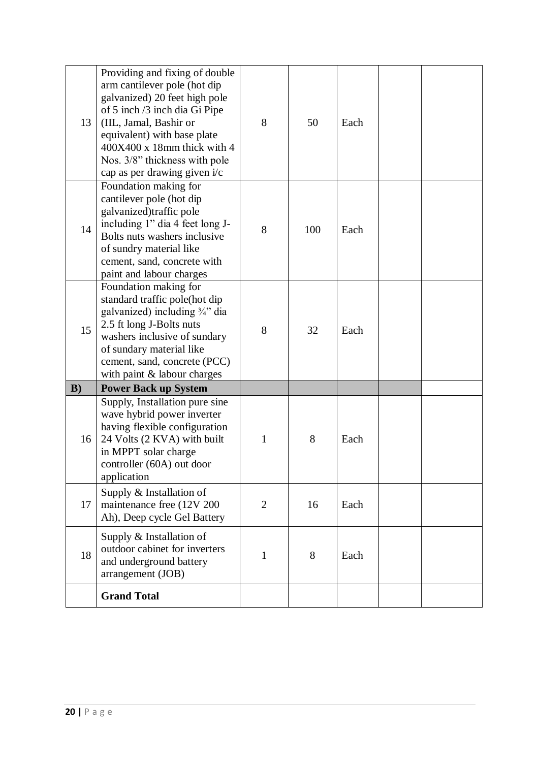| | | | | | | |
|---|---|---|---|---|---|---|
| 13 | Providing and fixing of double arm cantilever pole (hot dip galvanized) 20 feet high pole of 5 inch /3 inch dia Gi Pipe (IIL, Jamal, Bashir or equivalent) with base plate 400X400 x 18mm thick with 4 Nos. 3/8" thickness with pole cap as per drawing given i/c | 8 | 50 | Each | | |
| 14 | Foundation making for cantilever pole (hot dip galvanized)traffic pole including 1" dia 4 feet long J-Bolts nuts washers inclusive of sundry material like cement, sand, concrete with paint and labour charges | 8 | 100 | Each | | |
| 15 | Foundation making for standard traffic pole(hot dip galvanized) including ¾" dia 2.5 ft long J-Bolts nuts washers inclusive of sundary of sundary material like cement, sand, concrete (PCC) with paint & labour charges | 8 | 32 | Each | | |
| **B)** | **Power Back up System** | | | | | |
| 16 | Supply, Installation pure sine wave hybrid power inverter having flexible configuration 24 Volts (2 KVA) with built in MPPT solar charge controller (60A) out door application | 1 | 8 | Each | | |
| 17 | Supply & Installation of maintenance free (12V 200 Ah), Deep cycle Gel Battery | 2 | 16 | Each | | |
| 18 | Supply & Installation of outdoor cabinet for inverters and underground battery arrangement (JOB) | 1 | 8 | Each | | |
| | **Grand Total** | | | | | |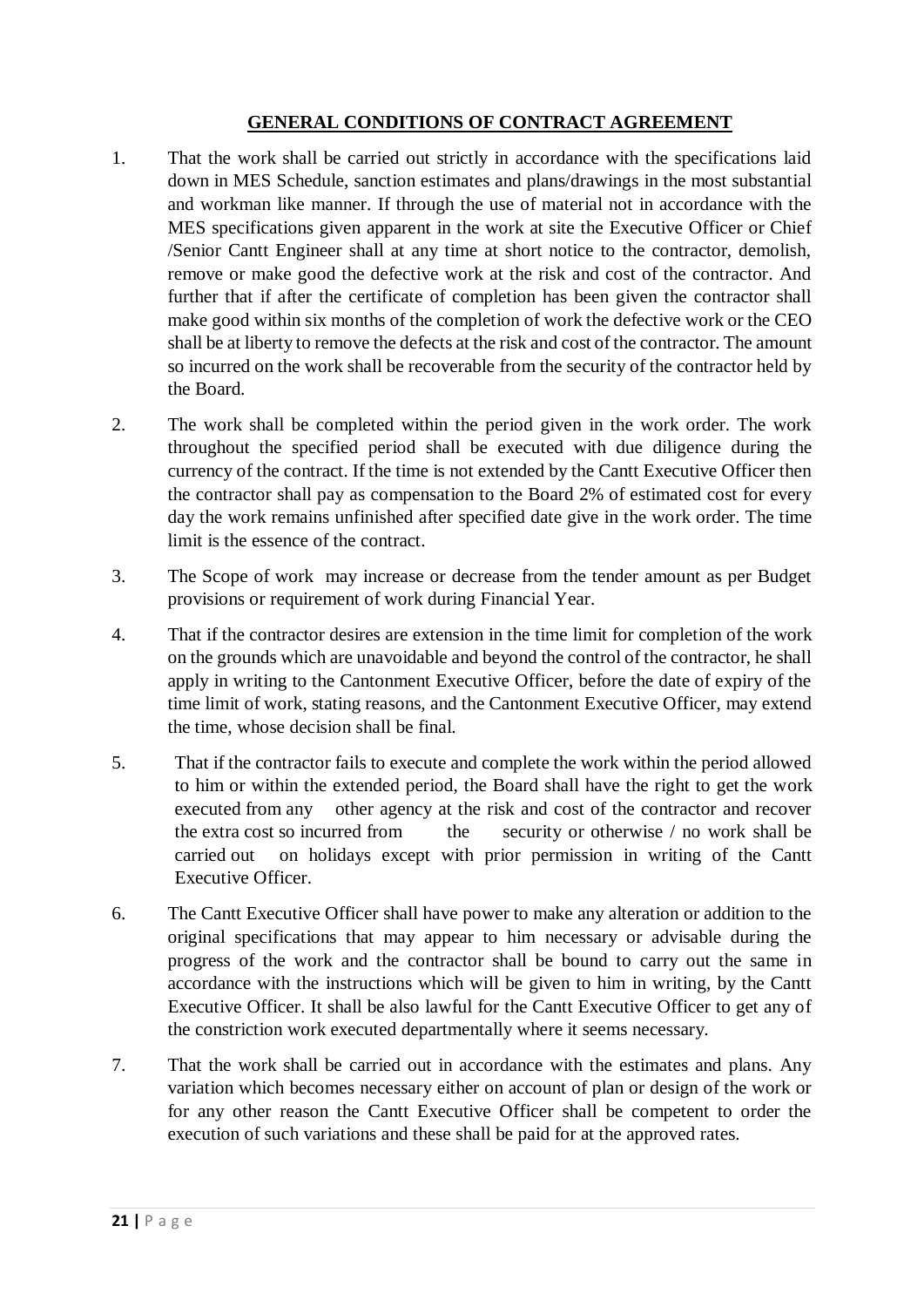**GENERAL CONDITIONS OF CONTRACT AGREEMENT**

1. That the work shall be carried out strictly in accordance with the specifications laid down in MES Schedule, sanction estimates and plans/drawings in the most substantial and workman like manner. If through the use of material not in accordance with the MES specifications given apparent in the work at site the Executive Officer or Chief /Senior Cantt Engineer shall at any time at short notice to the contractor, demolish, remove or make good the defective work at the risk and cost of the contractor. And further that if after the certificate of completion has been given the contractor shall make good within six months of the completion of work the defective work or the CEO shall be at liberty to remove the defects at the risk and cost of the contractor. The amount so incurred on the work shall be recoverable from the security of the contractor held by the Board.

2. The work shall be completed within the period given in the work order. The work throughout the specified period shall be executed with due diligence during the currency of the contract. If the time is not extended by the Cantt Executive Officer then the contractor shall pay as compensation to the Board 2% of estimated cost for every day the work remains unfinished after specified date give in the work order. The time limit is the essence of the contract.

3. The Scope of work may increase or decrease from the tender amount as per Budget provisions or requirement of work during Financial Year.

4. That if the contractor desires are extension in the time limit for completion of the work on the grounds which are unavoidable and beyond the control of the contractor, he shall apply in writing to the Cantonment Executive Officer, before the date of expiry of the time limit of work, stating reasons, and the Cantonment Executive Officer, may extend the time, whose decision shall be final.

5. That if the contractor fails to execute and complete the work within the period allowed to him or within the extended period, the Board shall have the right to get the work executed from any other agency at the risk and cost of the contractor and recover the extra cost so incurred from the security or otherwise / no work shall be carried out on holidays except with prior permission in writing of the Cantt Executive Officer.

6. The Cantt Executive Officer shall have power to make any alteration or addition to the original specifications that may appear to him necessary or advisable during the progress of the work and the contractor shall be bound to carry out the same in accordance with the instructions which will be given to him in writing, by the Cantt Executive Officer. It shall be also lawful for the Cantt Executive Officer to get any of the constriction work executed departmentally where it seems necessary.

7. That the work shall be carried out in accordance with the estimates and plans. Any variation which becomes necessary either on account of plan or design of the work or for any other reason the Cantt Executive Officer shall be competent to order the execution of such variations and these shall be paid for at the approved rates.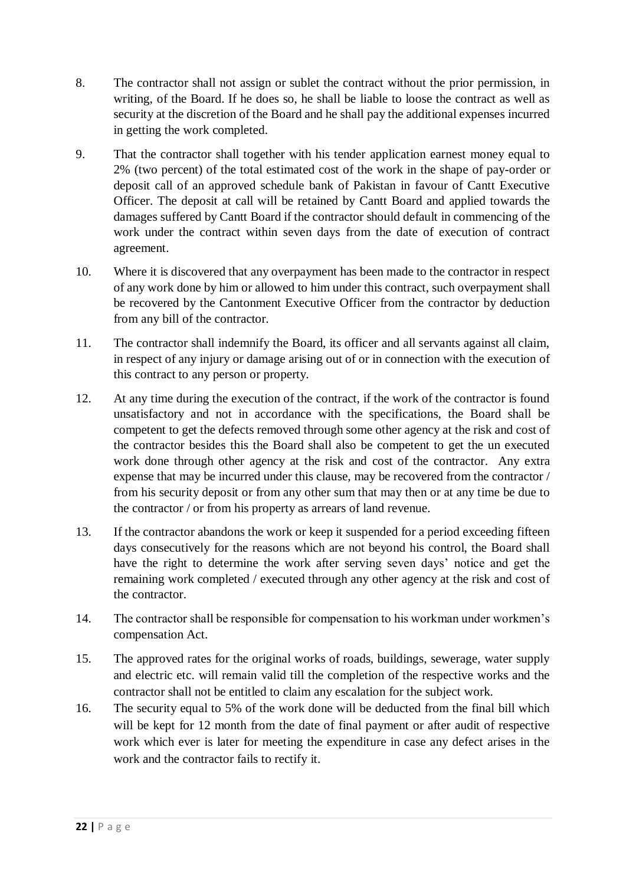8. The contractor shall not assign or sublet the contract without the prior permission, in writing, of the Board. If he does so, he shall be liable to loose the contract as well as security at the discretion of the Board and he shall pay the additional expenses incurred in getting the work completed.

9. That the contractor shall together with his tender application earnest money equal to 2% (two percent) of the total estimated cost of the work in the shape of pay-order or deposit call of an approved schedule bank of Pakistan in favour of Cantt Executive Officer. The deposit at call will be retained by Cantt Board and applied towards the damages suffered by Cantt Board if the contractor should default in commencing of the work under the contract within seven days from the date of execution of contract agreement.

10. Where it is discovered that any overpayment has been made to the contractor in respect of any work done by him or allowed to him under this contract, such overpayment shall be recovered by the Cantonment Executive Officer from the contractor by deduction from any bill of the contractor.

11. The contractor shall indemnify the Board, its officer and all servants against all claim, in respect of any injury or damage arising out of or in connection with the execution of this contract to any person or property.

12. At any time during the execution of the contract, if the work of the contractor is found unsatisfactory and not in accordance with the specifications, the Board shall be competent to get the defects removed through some other agency at the risk and cost of the contractor besides this the Board shall also be competent to get the un executed work done through other agency at the risk and cost of the contractor. Any extra expense that may be incurred under this clause, may be recovered from the contractor / from his security deposit or from any other sum that may then or at any time be due to the contractor / or from his property as arrears of land revenue.

13. If the contractor abandons the work or keep it suspended for a period exceeding fifteen days consecutively for the reasons which are not beyond his control, the Board shall have the right to determine the work after serving seven days' notice and get the remaining work completed / executed through any other agency at the risk and cost of the contractor.

14. The contractor shall be responsible for compensation to his workman under workmen's compensation Act.

15. The approved rates for the original works of roads, buildings, sewerage, water supply and electric etc. will remain valid till the completion of the respective works and the contractor shall not be entitled to claim any escalation for the subject work.

16. The security equal to 5% of the work done will be deducted from the final bill which will be kept for 12 month from the date of final payment or after audit of respective work which ever is later for meeting the expenditure in case any defect arises in the work and the contractor fails to rectify it.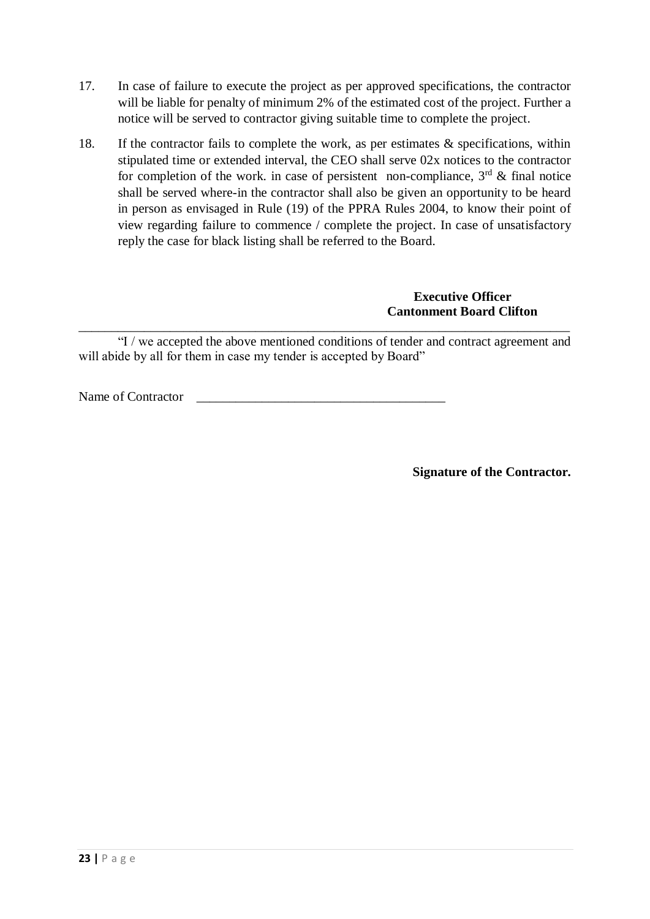17. In case of failure to execute the project as per approved specifications, the contractor will be liable for penalty of minimum 2% of the estimated cost of the project. Further a notice will be served to contractor giving suitable time to complete the project.

18. If the contractor fails to complete the work, as per estimates & specifications, within stipulated time or extended interval, the CEO shall serve 02x notices to the contractor for completion of the work. in case of persistent non-compliance, 3rd & final notice shall be served where-in the contractor shall also be given an opportunity to be heard in person as envisaged in Rule (19) of the PPRA Rules 2004, to know their point of view regarding failure to commence / complete the project. In case of unsatisfactory reply the case for black listing shall be referred to the Board.

**Executive Officer**
**Cantonment Board Clifton**

---

"I / we accepted the above mentioned conditions of tender and contract agreement and will abide by all for them in case my tender is accepted by Board"

Name of Contractor ______________________________________

**Signature of the Contractor.**